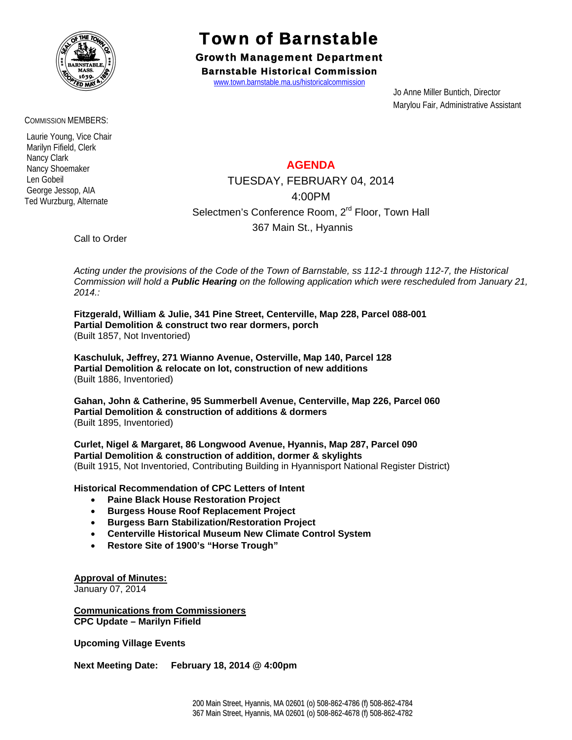# Town of Barnstable

**Growth Management Department**

**Barnstable Historical Commission**

www.town.barnstable.ma.us/historicalcommission

Jo Anne Miller Buntich, Director
Marylou Fair, Administrative Assistant

COMMISSION MEMBERS:

Laurie Young, Vice Chair
Marilyn Fifield, Clerk
Nancy Clark
Nancy Shoemaker
Len Gobeil
George Jessop, AIA
Ted Wurzburg, Alternate

## AGENDA

TUESDAY, FEBRUARY 04, 2014
4:00PM
Selectmen's Conference Room, 2nd Floor, Town Hall
367 Main St., Hyannis

Call to Order

*Acting under the provisions of the Code of the Town of Barnstable, ss 112-1 through 112-7, the Historical Commission will hold a* ***Public Hearing*** *on the following application which were rescheduled from January 21, 2014.:*

**Fitzgerald, William & Julie, 341 Pine Street, Centerville, Map 228, Parcel 088-001**
**Partial Demolition & construct two rear dormers, porch**
(Built 1857, Not Inventoried)

**Kaschuluk, Jeffrey, 271 Wianno Avenue, Osterville, Map 140, Parcel 128**
**Partial Demolition & relocate on lot, construction of new additions**
(Built 1886, Inventoried)

**Gahan, John & Catherine, 95 Summerbell Avenue, Centerville, Map 226, Parcel 060**
**Partial Demolition & construction of additions & dormers**
(Built 1895, Inventoried)

**Curlet, Nigel & Margaret, 86 Longwood Avenue, Hyannis, Map 287, Parcel 090**
**Partial Demolition & construction of addition, dormer & skylights**
(Built 1915, Not Inventoried, Contributing Building in Hyannisport National Register District)

**Historical Recommendation of CPC Letters of Intent**

- **Paine Black House Restoration Project**
- **Burgess House Roof Replacement Project**
- **Burgess Barn Stabilization/Restoration Project**
- **Centerville Historical Museum New Climate Control System**
- **Restore Site of 1900's "Horse Trough"**

**Approval of Minutes:**
January 07, 2014

**Communications from Commissioners**
**CPC Update – Marilyn Fifield**

**Upcoming Village Events**

**Next Meeting Date: February 18, 2014 @ 4:00pm**

200 Main Street, Hyannis, MA 02601 (o) 508-862-4786 (f) 508-862-4784
367 Main Street, Hyannis, MA 02601 (o) 508-862-4678 (f) 508-862-4782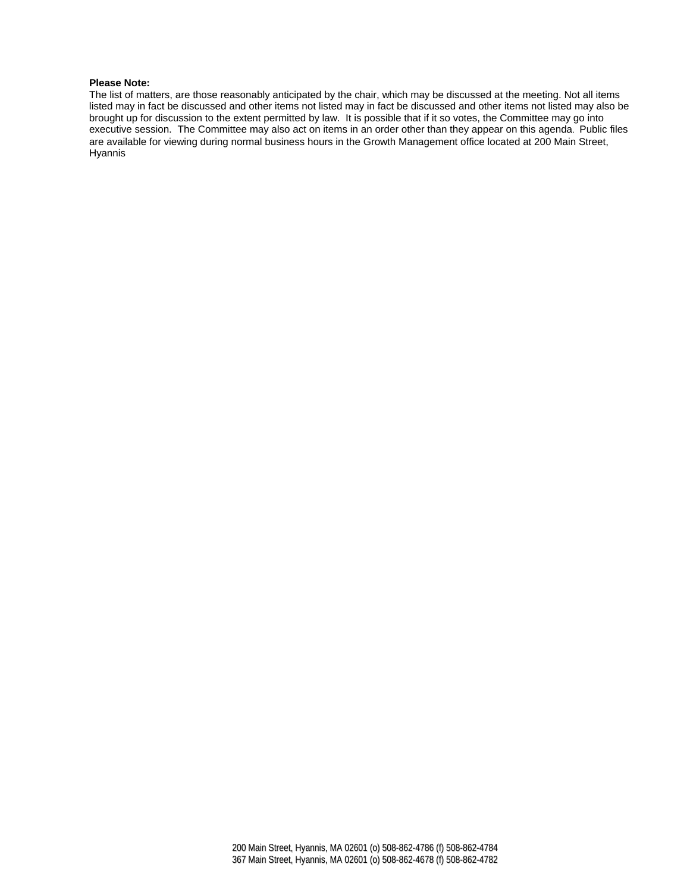**Please Note:**

The list of matters, are those reasonably anticipated by the chair, which may be discussed at the meeting. Not all items listed may in fact be discussed and other items not listed may in fact be discussed and other items not listed may also be brought up for discussion to the extent permitted by law. It is possible that if it so votes, the Committee may go into executive session. The Committee may also act on items in an order other than they appear on this agenda. Public files are available for viewing during normal business hours in the Growth Management office located at 200 Main Street, Hyannis

200 Main Street, Hyannis, MA 02601 (o) 508-862-4786 (f) 508-862-4784
367 Main Street, Hyannis, MA 02601 (o) 508-862-4678 (f) 508-862-4782